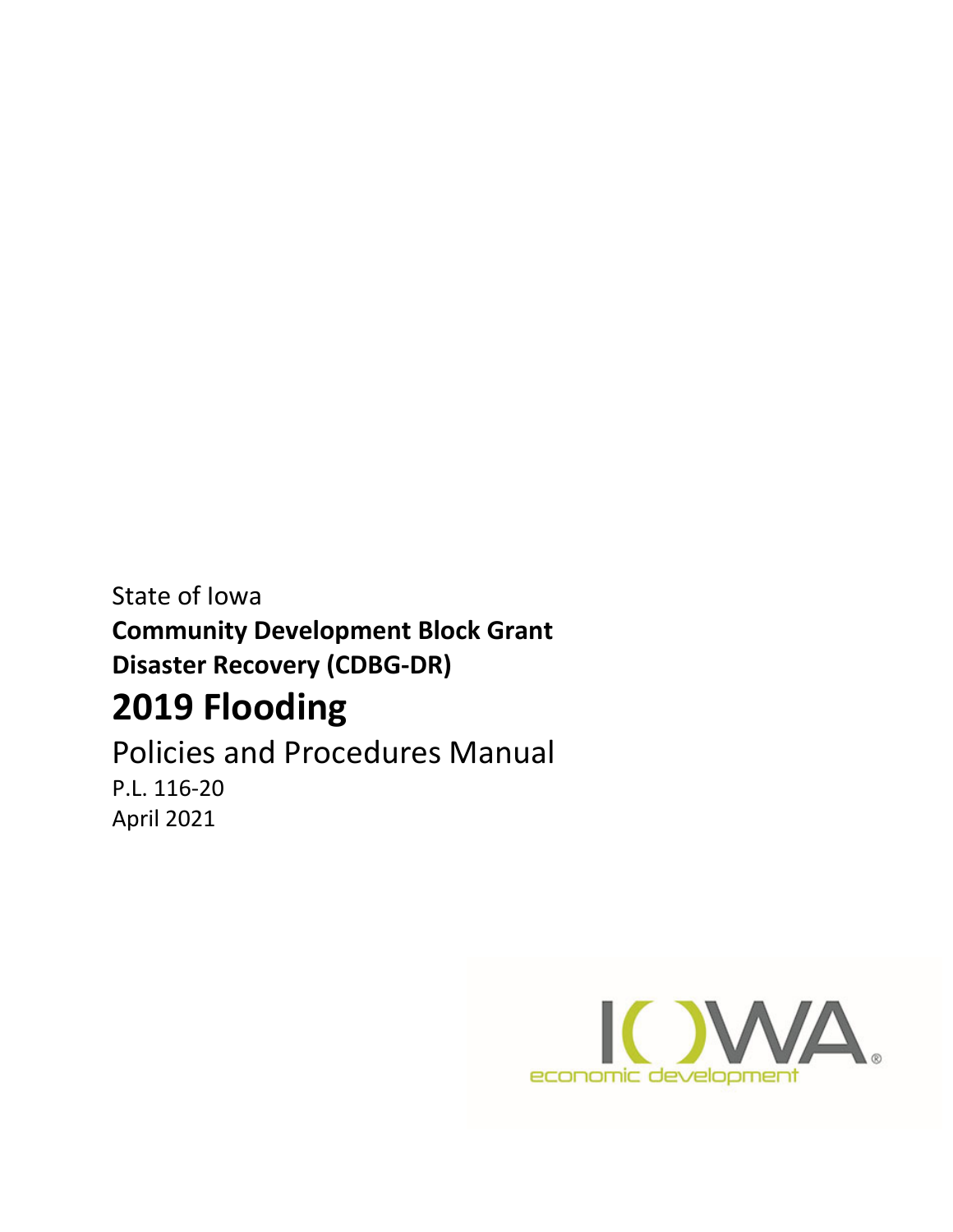State of Iowa

**Community Development Block Grant Disaster Recovery (CDBG-DR)**

# 2019 Flooding

Policies and Procedures Manual

P.L. 116-20

April 2021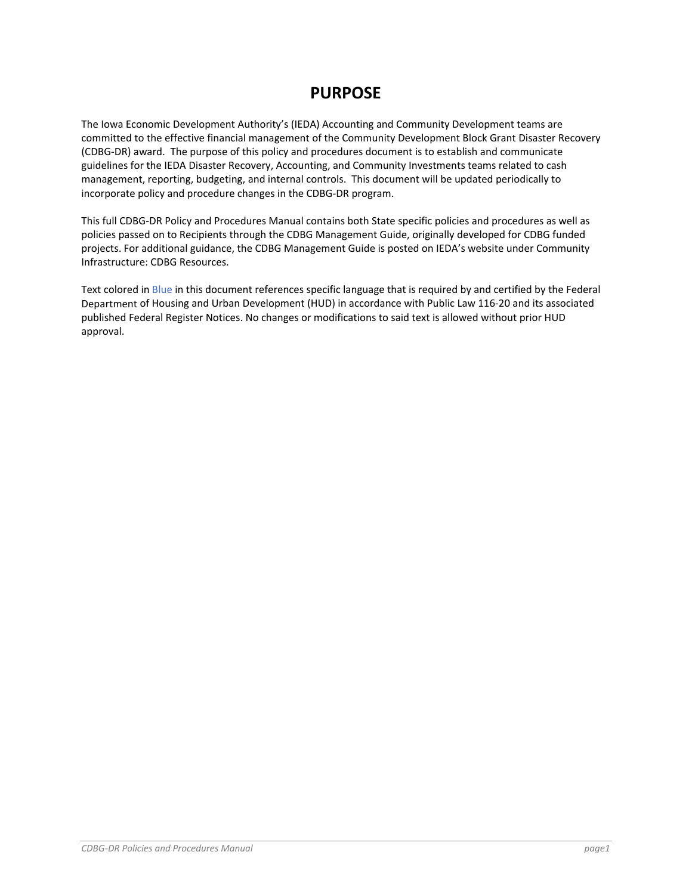# PURPOSE

The Iowa Economic Development Authority's (IEDA) Accounting and Community Development teams are committed to the effective financial management of the Community Development Block Grant Disaster Recovery (CDBG-DR) award. The purpose of this policy and procedures document is to establish and communicate guidelines for the IEDA Disaster Recovery, Accounting, and Community Investments teams related to cash management, reporting, budgeting, and internal controls. This document will be updated periodically to incorporate policy and procedure changes in the CDBG-DR program.

This full CDBG-DR Policy and Procedures Manual contains both State specific policies and procedures as well as policies passed on to Recipients through the CDBG Management Guide, originally developed for CDBG funded projects. For additional guidance, the CDBG Management Guide is posted on IEDA's website under Community Infrastructure: CDBG Resources.

Text colored in Blue in this document references specific language that is required by and certified by the Federal Department of Housing and Urban Development (HUD) in accordance with Public Law 116-20 and its associated published Federal Register Notices. No changes or modifications to said text is allowed without prior HUD approval.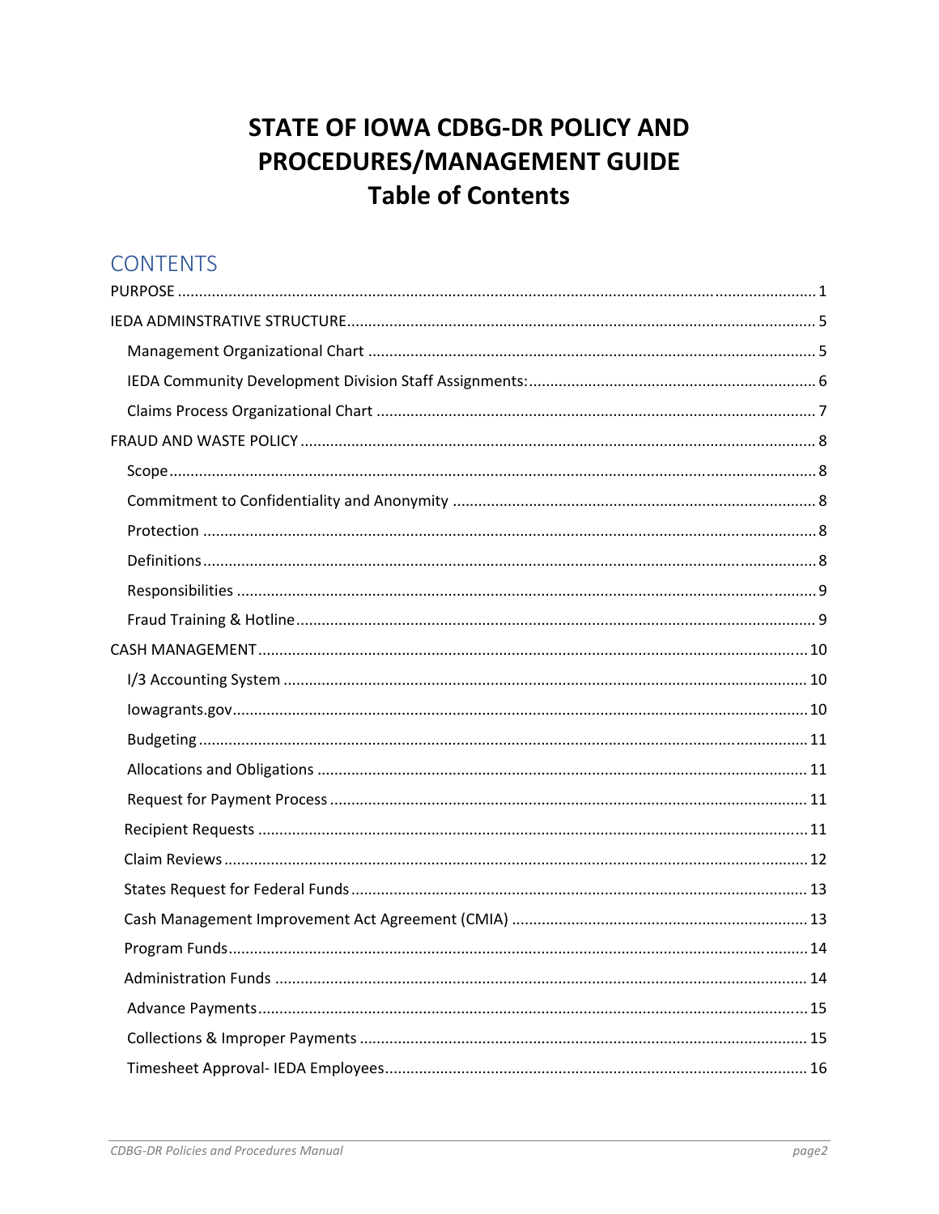# STATE OF IOWA CDBG-DR POLICY AND PROCEDURES/MANAGEMENT GUIDE
# Table of Contents

## CONTENTS

PURPOSE ........................................................................................................................... 1

IEDA ADMINSTRATIVE STRUCTURE ................................................................................. 5

- Management Organizational Chart ............................................................................... 5
- IEDA Community Development Division Staff Assignments: ........................................... 6
- Claims Process Organizational Chart ............................................................................ 7

FRAUD AND WASTE POLICY ............................................................................................ 8

- Scope ............................................................................................................................ 8
- Commitment to Confidentiality and Anonymity ............................................................. 8
- Protection ..................................................................................................................... 8
- Definitions .................................................................................................................... 8
- Responsibilities ............................................................................................................. 9
- Fraud Training & Hotline ................................................................................................ 9

CASH MANAGEMENT ....................................................................................................... 10

- I/3 Accounting System .................................................................................................. 10
- Iowagrants.gov ............................................................................................................... 10
- Budgeting ...................................................................................................................... 11
- Allocations and Obligations ........................................................................................... 11
- Request for Payment Process ........................................................................................ 11
- Recipient Requests ........................................................................................................ 11
- Claim Reviews ................................................................................................................ 12
- States Request for Federal Funds .................................................................................. 13
- Cash Management Improvement Act Agreement (CMIA) .............................................. 13
- Program Funds ............................................................................................................... 14
- Administration Funds ..................................................................................................... 14
- Advance Payments ......................................................................................................... 15
- Collections & Improper Payments ................................................................................. 15
- Timesheet Approval- IEDA Employees ............................................................................ 16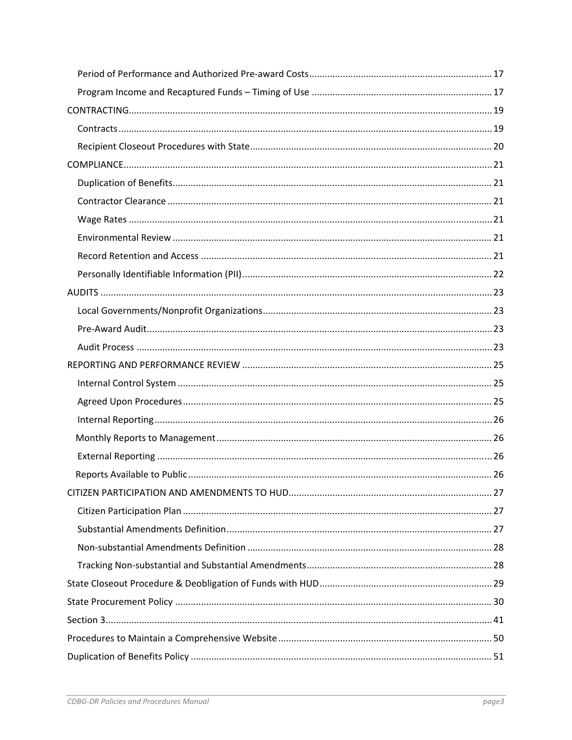Period of Performance and Authorized Pre-award Costs ........................................................................ 17

Program Income and Recaptured Funds – Timing of Use ........................................................................ 17

CONTRACTING ........................................................................................................................................ 19

Contracts ................................................................................................................................................ 19

Recipient Closeout Procedures with State ............................................................................................ 20

COMPLIANCE .......................................................................................................................................... 21

Duplication of Benefits ........................................................................................................................... 21

Contractor Clearance ............................................................................................................................. 21

Wage Rates ............................................................................................................................................ 21

Environmental Review ........................................................................................................................... 21

Record Retention and Access ................................................................................................................ 21

Personally Identifiable Information (PII) ................................................................................................ 22

AUDITS .................................................................................................................................................... 23

Local Governments/Nonprofit Organizations ........................................................................................ 23

Pre-Award Audit ..................................................................................................................................... 23

Audit Process ......................................................................................................................................... 23

REPORTING AND PERFORMANCE REVIEW ................................................................................................ 25

Internal Control System ......................................................................................................................... 25

Agreed Upon Procedures ....................................................................................................................... 25

Internal Reporting .................................................................................................................................. 26

Monthly Reports to Management .......................................................................................................... 26

External Reporting ................................................................................................................................. 26

Reports Available to Public ..................................................................................................................... 26

CITIZEN PARTICIPATION AND AMENDMENTS TO HUD ............................................................................. 27

Citizen Participation Plan ....................................................................................................................... 27

Substantial Amendments Definition ...................................................................................................... 27

Non-substantial Amendments Definition .............................................................................................. 28

Tracking Non-substantial and Substantial Amendments ....................................................................... 28

State Closeout Procedure & Deobligation of Funds with HUD .................................................................. 29

State Procurement Policy ......................................................................................................................... 30

Section 3 .................................................................................................................................................... 41

Procedures to Maintain a Comprehensive Website .................................................................................. 50

Duplication of Benefits Policy ................................................................................................................... 51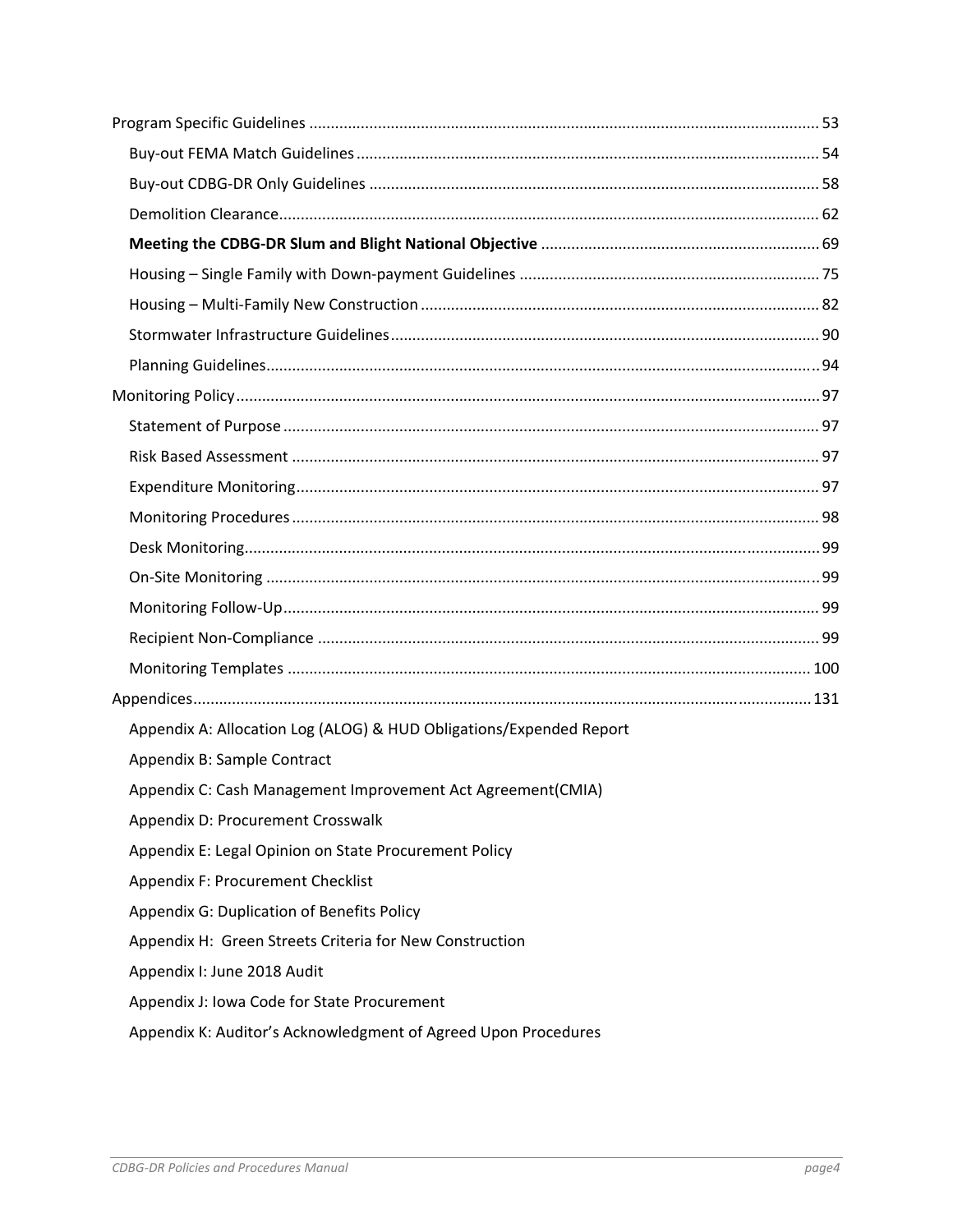Program Specific Guidelines ...................................................................................................................... 53

- Buy-out FEMA Match Guidelines ........................................................................................................... 54
- Buy-out CDBG-DR Only Guidelines ........................................................................................................ 58
- Demolition Clearance............................................................................................................................. 62
- **Meeting the CDBG-DR Slum and Blight National Objective** ................................................................ 69
- Housing – Single Family with Down-payment Guidelines ..................................................................... 75
- Housing – Multi-Family New Construction ............................................................................................ 82
- Stormwater Infrastructure Guidelines................................................................................................... 90
- Planning Guidelines................................................................................................................................ 94

Monitoring Policy........................................................................................................................................ 97

- Statement of Purpose ............................................................................................................................ 97
- Risk Based Assessment .......................................................................................................................... 97
- Expenditure Monitoring......................................................................................................................... 97
- Monitoring Procedures .......................................................................................................................... 98
- Desk Monitoring..................................................................................................................................... 99
- On-Site Monitoring ................................................................................................................................ 99
- Monitoring Follow-Up............................................................................................................................ 99
- Recipient Non-Compliance .................................................................................................................... 99
- Monitoring Templates ......................................................................................................................... 100

Appendices................................................................................................................................................ 131

- Appendix A: Allocation Log (ALOG) & HUD Obligations/Expended Report
- Appendix B: Sample Contract
- Appendix C: Cash Management Improvement Act Agreement(CMIA)
- Appendix D: Procurement Crosswalk
- Appendix E: Legal Opinion on State Procurement Policy
- Appendix F: Procurement Checklist
- Appendix G: Duplication of Benefits Policy
- Appendix H: Green Streets Criteria for New Construction
- Appendix I: June 2018 Audit
- Appendix J: Iowa Code for State Procurement
- Appendix K: Auditor's Acknowledgment of Agreed Upon Procedures